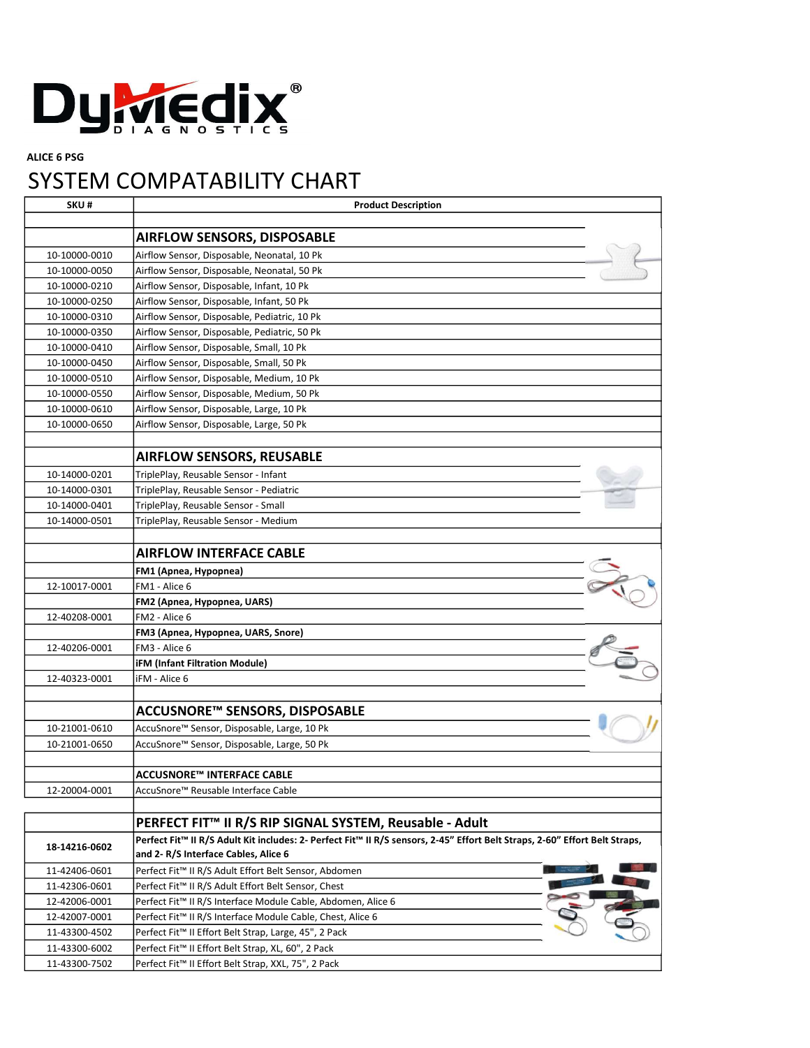DyMedix® DIAGNOSTICS

**ALICE 6 PSG**

# SYSTEM COMPATABILITY CHART

| SKU # | Product Description |
|---|---|
| | |
| | **AIRFLOW SENSORS, DISPOSABLE** |
| 10-10000-0010 | Airflow Sensor, Disposable, Neonatal, 10 Pk |
| 10-10000-0050 | Airflow Sensor, Disposable, Neonatal, 50 Pk |
| 10-10000-0210 | Airflow Sensor, Disposable, Infant, 10 Pk |
| 10-10000-0250 | Airflow Sensor, Disposable, Infant, 50 Pk |
| 10-10000-0310 | Airflow Sensor, Disposable, Pediatric, 10 Pk |
| 10-10000-0350 | Airflow Sensor, Disposable, Pediatric, 50 Pk |
| 10-10000-0410 | Airflow Sensor, Disposable, Small, 10 Pk |
| 10-10000-0450 | Airflow Sensor, Disposable, Small, 50 Pk |
| 10-10000-0510 | Airflow Sensor, Disposable, Medium, 10 Pk |
| 10-10000-0550 | Airflow Sensor, Disposable, Medium, 50 Pk |
| 10-10000-0610 | Airflow Sensor, Disposable, Large, 10 Pk |
| 10-10000-0650 | Airflow Sensor, Disposable, Large, 50 Pk |
| | |
| | **AIRFLOW SENSORS, REUSABLE** |
| 10-14000-0201 | TriplePlay, Reusable Sensor - Infant |
| 10-14000-0301 | TriplePlay, Reusable Sensor - Pediatric |
| 10-14000-0401 | TriplePlay, Reusable Sensor - Small |
| 10-14000-0501 | TriplePlay, Reusable Sensor - Medium |
| | |
| | **AIRFLOW INTERFACE CABLE** |
| | **FM1 (Apnea, Hypopnea)** |
| 12-10017-0001 | FM1 - Alice 6 |
| | **FM2 (Apnea, Hypopnea, UARS)** |
| 12-40208-0001 | FM2 - Alice 6 |
| | **FM3 (Apnea, Hypopnea, UARS, Snore)** |
| 12-40206-0001 | FM3 - Alice 6 |
| | **iFM (Infant Filtration Module)** |
| 12-40323-0001 | iFM - Alice 6 |
| | |
| | **ACCUSNORE™ SENSORS, DISPOSABLE** |
| 10-21001-0610 | AccuSnore™ Sensor, Disposable, Large, 10 Pk |
| 10-21001-0650 | AccuSnore™ Sensor, Disposable, Large, 50 Pk |
| | |
| | **ACCUSNORE™ INTERFACE CABLE** |
| 12-20004-0001 | AccuSnore™ Reusable Interface Cable |
| | |
| | **PERFECT FIT™ II R/S RIP SIGNAL SYSTEM, Reusable - Adult** |
| **18-14216-0602** | **Perfect Fit™ II R/S Adult Kit includes: 2- Perfect Fit™ II R/S sensors, 2-45" Effort Belt Straps, 2-60" Effort Belt Straps, and 2- R/S Interface Cables, Alice 6** |
| 11-42406-0601 | Perfect Fit™ II R/S Adult Effort Belt Sensor, Abdomen |
| 11-42306-0601 | Perfect Fit™ II R/S Adult Effort Belt Sensor, Chest |
| 12-42006-0001 | Perfect Fit™ II R/S Interface Module Cable, Abdomen, Alice 6 |
| 12-42007-0001 | Perfect Fit™ II R/S Interface Module Cable, Chest, Alice 6 |
| 11-43300-4502 | Perfect Fit™ II Effort Belt Strap, Large, 45", 2 Pack |
| 11-43300-6002 | Perfect Fit™ II Effort Belt Strap, XL, 60", 2 Pack |
| 11-43300-7502 | Perfect Fit™ II Effort Belt Strap, XXL, 75", 2 Pack |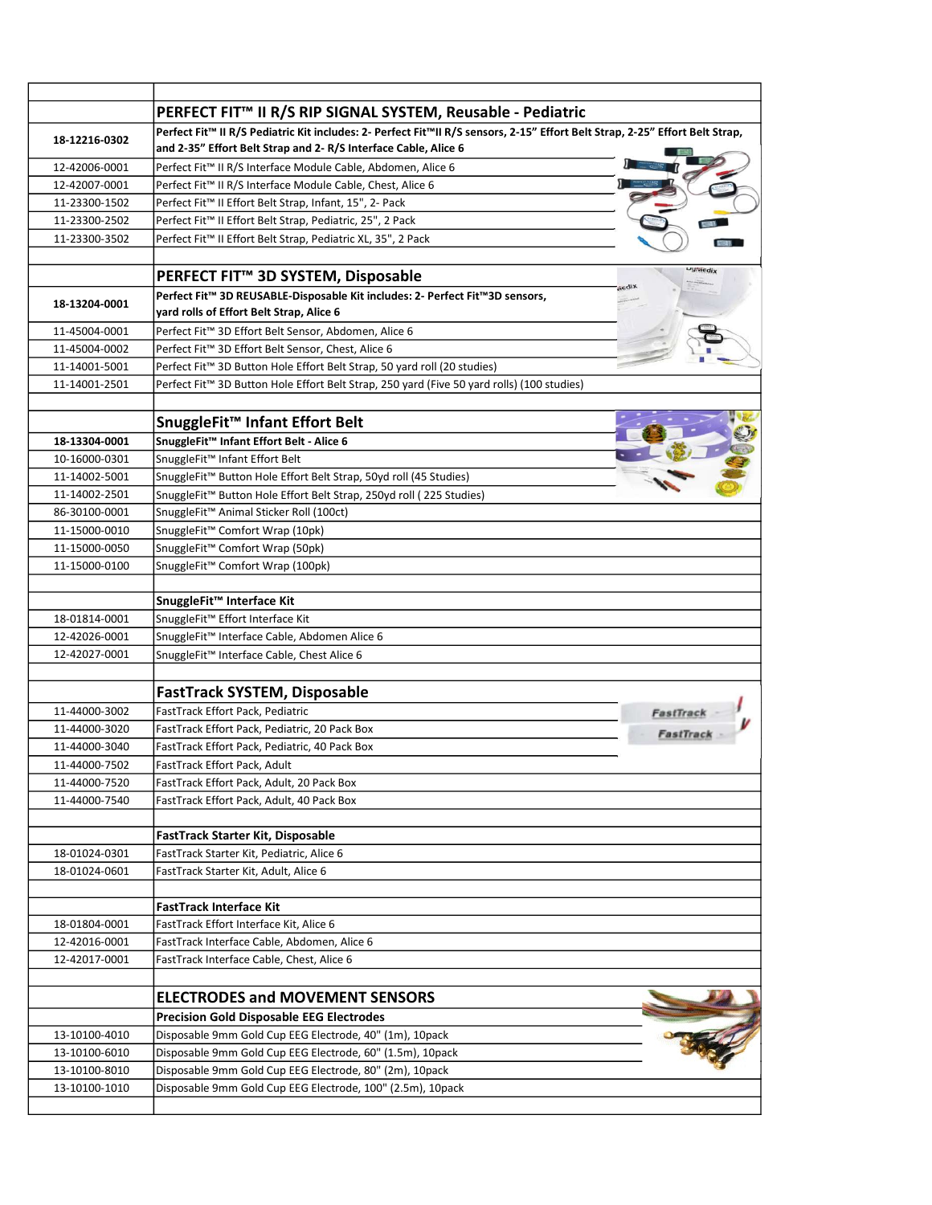| | |
|---|---|
| | **PERFECT FIT™ II R/S RIP SIGNAL SYSTEM, Reusable - Pediatric** |
| **18-12216-0302** | **Perfect Fit™ II R/S Pediatric Kit includes: 2- Perfect Fit™II R/S sensors, 2-15" Effort Belt Strap, 2-25" Effort Belt Strap, and 2-35" Effort Belt Strap and 2- R/S Interface Cable, Alice 6** |
| 12-42006-0001 | Perfect Fit™ II R/S Interface Module Cable, Abdomen, Alice 6 |
| 12-42007-0001 | Perfect Fit™ II R/S Interface Module Cable, Chest, Alice 6 |
| 11-23300-1502 | Perfect Fit™ II Effort Belt Strap, Infant, 15", 2- Pack |
| 11-23300-2502 | Perfect Fit™ II Effort Belt Strap, Pediatric, 25", 2 Pack |
| 11-23300-3502 | Perfect Fit™ II Effort Belt Strap, Pediatric XL, 35", 2 Pack |
| | |
| | **PERFECT FIT™ 3D SYSTEM, Disposable** |
| **18-13204-0001** | **Perfect Fit™ 3D REUSABLE-Disposable Kit includes: 2- Perfect Fit™3D sensors, yard rolls of Effort Belt Strap, Alice 6** |
| 11-45004-0001 | Perfect Fit™ 3D Effort Belt Sensor, Abdomen, Alice 6 |
| 11-45004-0002 | Perfect Fit™ 3D Effort Belt Sensor, Chest, Alice 6 |
| 11-14001-5001 | Perfect Fit™ 3D Button Hole Effort Belt Strap, 50 yard roll (20 studies) |
| 11-14001-2501 | Perfect Fit™ 3D Button Hole Effort Belt Strap, 250 yard (Five 50 yard rolls) (100 studies) |
| | |
| | **SnuggleFit™ Infant Effort Belt** |
| **18-13304-0001** | **SnuggleFit™ Infant Effort Belt - Alice 6** |
| 10-16000-0301 | SnuggleFit™ Infant Effort Belt |
| 11-14002-5001 | SnuggleFit™ Button Hole Effort Belt Strap, 50yd roll (45 Studies) |
| 11-14002-2501 | SnuggleFit™ Button Hole Effort Belt Strap, 250yd roll ( 225 Studies) |
| 86-30100-0001 | SnuggleFit™ Animal Sticker Roll (100ct) |
| 11-15000-0010 | SnuggleFit™ Comfort Wrap (10pk) |
| 11-15000-0050 | SnuggleFit™ Comfort Wrap (50pk) |
| 11-15000-0100 | SnuggleFit™ Comfort Wrap (100pk) |
| | |
| | **SnuggleFit™ Interface Kit** |
| 18-01814-0001 | SnuggleFit™ Effort Interface Kit |
| 12-42026-0001 | SnuggleFit™ Interface Cable, Abdomen Alice 6 |
| 12-42027-0001 | SnuggleFit™ Interface Cable, Chest Alice 6 |
| | |
| | **FastTrack SYSTEM, Disposable** |
| 11-44000-3002 | FastTrack Effort Pack, Pediatric |
| 11-44000-3020 | FastTrack Effort Pack, Pediatric, 20 Pack Box |
| 11-44000-3040 | FastTrack Effort Pack, Pediatric, 40 Pack Box |
| 11-44000-7502 | FastTrack Effort Pack, Adult |
| 11-44000-7520 | FastTrack Effort Pack, Adult, 20 Pack Box |
| 11-44000-7540 | FastTrack Effort Pack, Adult, 40 Pack Box |
| | |
| | **FastTrack Starter Kit, Disposable** |
| 18-01024-0301 | FastTrack Starter Kit, Pediatric, Alice 6 |
| 18-01024-0601 | FastTrack Starter Kit, Adult, Alice 6 |
| | |
| | **FastTrack Interface Kit** |
| 18-01804-0001 | FastTrack Effort Interface Kit, Alice 6 |
| 12-42016-0001 | FastTrack Interface Cable, Abdomen, Alice 6 |
| 12-42017-0001 | FastTrack Interface Cable, Chest, Alice 6 |
| | |
| | **ELECTRODES and MOVEMENT SENSORS** |
| | **Precision Gold Disposable EEG Electrodes** |
| 13-10100-4010 | Disposable 9mm Gold Cup EEG Electrode, 40" (1m), 10pack |
| 13-10100-6010 | Disposable 9mm Gold Cup EEG Electrode, 60" (1.5m), 10pack |
| 13-10100-8010 | Disposable 9mm Gold Cup EEG Electrode, 80" (2m), 10pack |
| 13-10100-1010 | Disposable 9mm Gold Cup EEG Electrode, 100" (2.5m), 10pack |
| | |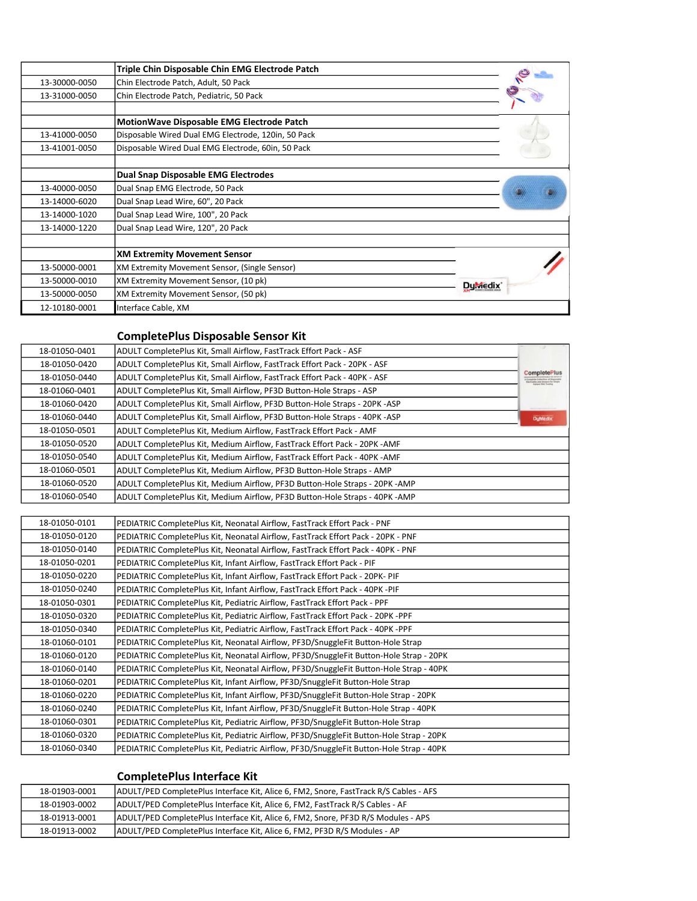| | Triple Chin Disposable Chin EMG Electrode Patch |
|---|---|
| 13-30000-0050 | Chin Electrode Patch, Adult, 50 Pack |
| 13-31000-0050 | Chin Electrode Patch, Pediatric, 50 Pack |
| | |
| | **MotionWave Disposable EMG Electrode Patch** |
| 13-41000-0050 | Disposable Wired Dual EMG Electrode, 120in, 50 Pack |
| 13-41001-0050 | Disposable Wired Dual EMG Electrode, 60in, 50 Pack |
| | |
| | **Dual Snap Disposable EMG Electrodes** |
| 13-40000-0050 | Dual Snap EMG Electrode, 50 Pack |
| 13-14000-6020 | Dual Snap Lead Wire, 60", 20 Pack |
| 13-14000-1020 | Dual Snap Lead Wire, 100", 20 Pack |
| 13-14000-1220 | Dual Snap Lead Wire, 120", 20 Pack |
| | |
| | **XM Extremity Movement Sensor** |
| 13-50000-0001 | XM Extremity Movement Sensor, (Single Sensor) |
| 13-50000-0010 | XM Extremity Movement Sensor, (10 pk) |
| 13-50000-0050 | XM Extremity Movement Sensor, (50 pk) |
| 12-10180-0001 | Interface Cable, XM |

## CompletePlus Disposable Sensor Kit

| | |
|---|---|
| 18-01050-0401 | ADULT CompletePlus Kit, Small Airflow, FastTrack Effort Pack - ASF |
| 18-01050-0420 | ADULT CompletePlus Kit, Small Airflow, FastTrack Effort Pack - 20PK - ASF |
| 18-01050-0440 | ADULT CompletePlus Kit, Small Airflow, FastTrack Effort Pack - 40PK - ASF |
| 18-01060-0401 | ADULT CompletePlus Kit, Small Airflow, PF3D Button-Hole Straps - ASP |
| 18-01060-0420 | ADULT CompletePlus Kit, Small Airflow, PF3D Button-Hole Straps - 20PK -ASP |
| 18-01060-0440 | ADULT CompletePlus Kit, Small Airflow, PF3D Button-Hole Straps - 40PK -ASP |
| 18-01050-0501 | ADULT CompletePlus Kit, Medium Airflow, FastTrack Effort Pack - AMF |
| 18-01050-0520 | ADULT CompletePlus Kit, Medium Airflow, FastTrack Effort Pack - 20PK -AMF |
| 18-01050-0540 | ADULT CompletePlus Kit, Medium Airflow, FastTrack Effort Pack - 40PK -AMF |
| 18-01060-0501 | ADULT CompletePlus Kit, Medium Airflow, PF3D Button-Hole Straps - AMP |
| 18-01060-0520 | ADULT CompletePlus Kit, Medium Airflow, PF3D Button-Hole Straps - 20PK -AMP |
| 18-01060-0540 | ADULT CompletePlus Kit, Medium Airflow, PF3D Button-Hole Straps - 40PK -AMP |

| | |
|---|---|
| 18-01050-0101 | PEDIATRIC CompletePlus Kit, Neonatal Airflow, FastTrack Effort Pack - PNF |
| 18-01050-0120 | PEDIATRIC CompletePlus Kit, Neonatal Airflow, FastTrack Effort Pack - 20PK - PNF |
| 18-01050-0140 | PEDIATRIC CompletePlus Kit, Neonatal Airflow, FastTrack Effort Pack - 40PK - PNF |
| 18-01050-0201 | PEDIATRIC CompletePlus Kit, Infant Airflow, FastTrack Effort Pack - PIF |
| 18-01050-0220 | PEDIATRIC CompletePlus Kit, Infant Airflow, FastTrack Effort Pack - 20PK- PIF |
| 18-01050-0240 | PEDIATRIC CompletePlus Kit, Infant Airflow, FastTrack Effort Pack - 40PK -PIF |
| 18-01050-0301 | PEDIATRIC CompletePlus Kit, Pediatric Airflow, FastTrack Effort Pack - PPF |
| 18-01050-0320 | PEDIATRIC CompletePlus Kit, Pediatric Airflow, FastTrack Effort Pack - 20PK -PPF |
| 18-01050-0340 | PEDIATRIC CompletePlus Kit, Pediatric Airflow, FastTrack Effort Pack - 40PK -PPF |
| 18-01060-0101 | PEDIATRIC CompletePlus Kit, Neonatal Airflow, PF3D/SnuggleFit Button-Hole Strap |
| 18-01060-0120 | PEDIATRIC CompletePlus Kit, Neonatal Airflow, PF3D/SnuggleFit Button-Hole Strap - 20PK |
| 18-01060-0140 | PEDIATRIC CompletePlus Kit, Neonatal Airflow, PF3D/SnuggleFit Button-Hole Strap - 40PK |
| 18-01060-0201 | PEDIATRIC CompletePlus Kit, Infant Airflow, PF3D/SnuggleFit Button-Hole Strap |
| 18-01060-0220 | PEDIATRIC CompletePlus Kit, Infant Airflow, PF3D/SnuggleFit Button-Hole Strap - 20PK |
| 18-01060-0240 | PEDIATRIC CompletePlus Kit, Infant Airflow, PF3D/SnuggleFit Button-Hole Strap - 40PK |
| 18-01060-0301 | PEDIATRIC CompletePlus Kit, Pediatric Airflow, PF3D/SnuggleFit Button-Hole Strap |
| 18-01060-0320 | PEDIATRIC CompletePlus Kit, Pediatric Airflow, PF3D/SnuggleFit Button-Hole Strap - 20PK |
| 18-01060-0340 | PEDIATRIC CompletePlus Kit, Pediatric Airflow, PF3D/SnuggleFit Button-Hole Strap - 40PK |

## CompletePlus Interface Kit

| | |
|---|---|
| 18-01903-0001 | ADULT/PED CompletePlus Interface Kit, Alice 6, FM2, Snore, FastTrack R/S Cables - AFS |
| 18-01903-0002 | ADULT/PED CompletePlus Interface Kit, Alice 6, FM2, FastTrack R/S Cables - AF |
| 18-01913-0001 | ADULT/PED CompletePlus Interface Kit, Alice 6, FM2, Snore, PF3D R/S Modules - APS |
| 18-01913-0002 | ADULT/PED CompletePlus Interface Kit, Alice 6, FM2, PF3D R/S Modules - AP |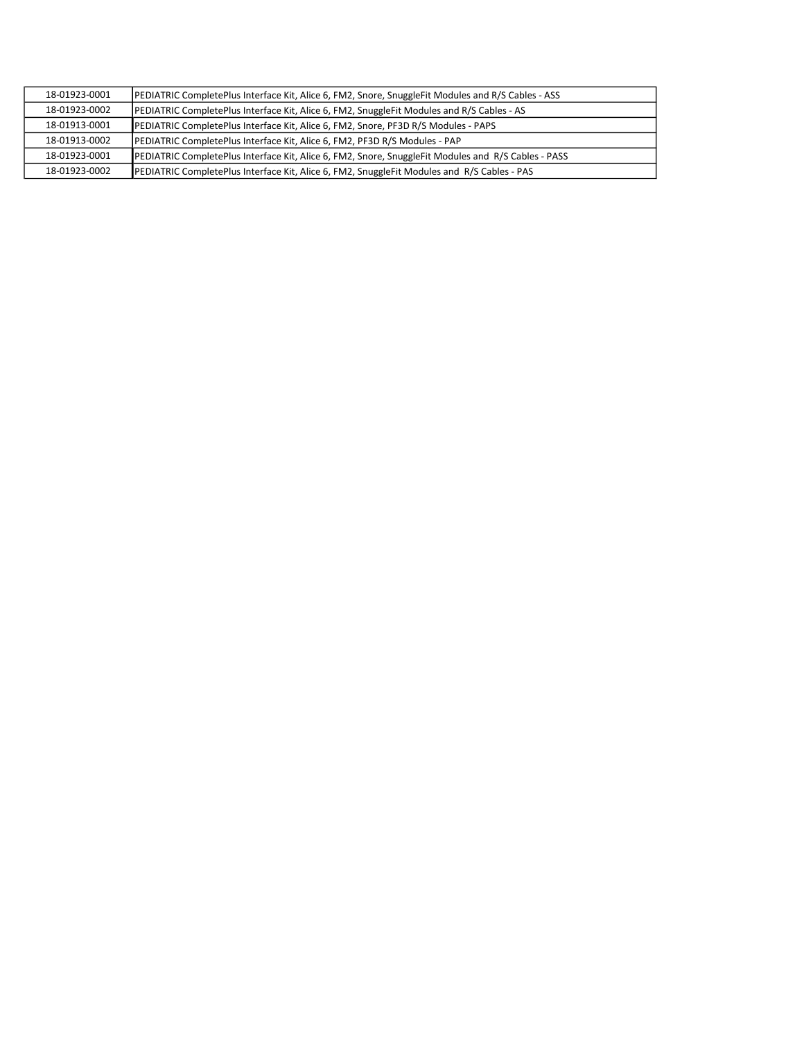| | |
|---|---|
| 18-01923-0001 | PEDIATRIC CompletePlus Interface Kit, Alice 6, FM2, Snore, SnuggleFit Modules and R/S Cables - ASS |
| 18-01923-0002 | PEDIATRIC CompletePlus Interface Kit, Alice 6, FM2, SnuggleFit Modules and R/S Cables - AS |
| 18-01913-0001 | PEDIATRIC CompletePlus Interface Kit, Alice 6, FM2, Snore, PF3D R/S Modules - PAPS |
| 18-01913-0002 | PEDIATRIC CompletePlus Interface Kit, Alice 6, FM2, PF3D R/S Modules - PAP |
| 18-01923-0001 | PEDIATRIC CompletePlus Interface Kit, Alice 6, FM2, Snore, SnuggleFit Modules and R/S Cables - PASS |
| 18-01923-0002 | PEDIATRIC CompletePlus Interface Kit, Alice 6, FM2, SnuggleFit Modules and R/S Cables - PAS |